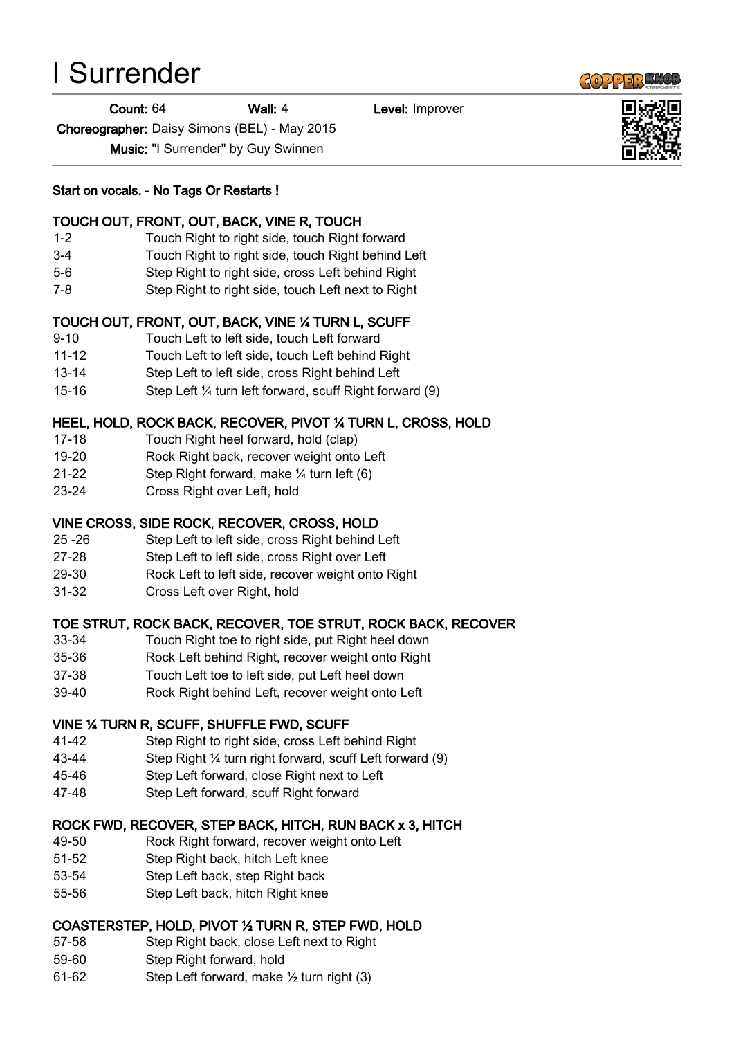# I Surrender

**Count:** 64 **Wall:** 4 **Level:** Improver

**Choreographer:** Daisy Simons (BEL) - May 2015

**Music:** "I Surrender" by Guy Swinnen

**Start on vocals. - No Tags Or Restarts !**

**TOUCH OUT, FRONT, OUT, BACK, VINE R, TOUCH**

| | |
|---|---|
| 1-2 | Touch Right to right side, touch Right forward |
| 3-4 | Touch Right to right side, touch Right behind Left |
| 5-6 | Step Right to right side, cross Left behind Right |
| 7-8 | Step Right to right side, touch Left next to Right |

**TOUCH OUT, FRONT, OUT, BACK, VINE ¼ TURN L, SCUFF**

| | |
|---|---|
| 9-10 | Touch Left to left side, touch Left forward |
| 11-12 | Touch Left to left side, touch Left behind Right |
| 13-14 | Step Left to left side, cross Right behind Left |
| 15-16 | Step Left ¼ turn left forward, scuff Right forward (9) |

**HEEL, HOLD, ROCK BACK, RECOVER, PIVOT ¼ TURN L, CROSS, HOLD**

| | |
|---|---|
| 17-18 | Touch Right heel forward, hold (clap) |
| 19-20 | Rock Right back, recover weight onto Left |
| 21-22 | Step Right forward, make ¼ turn left (6) |
| 23-24 | Cross Right over Left, hold |

**VINE CROSS, SIDE ROCK, RECOVER, CROSS, HOLD**

| | |
|---|---|
| 25 -26 | Step Left to left side, cross Right behind Left |
| 27-28 | Step Left to left side, cross Right over Left |
| 29-30 | Rock Left to left side, recover weight onto Right |
| 31-32 | Cross Left over Right, hold |

**TOE STRUT, ROCK BACK, RECOVER, TOE STRUT, ROCK BACK, RECOVER**

| | |
|---|---|
| 33-34 | Touch Right toe to right side, put Right heel down |
| 35-36 | Rock Left behind Right, recover weight onto Right |
| 37-38 | Touch Left toe to left side, put Left heel down |
| 39-40 | Rock Right behind Left, recover weight onto Left |

**VINE ¼ TURN R, SCUFF, SHUFFLE FWD, SCUFF**

| | |
|---|---|
| 41-42 | Step Right to right side, cross Left behind Right |
| 43-44 | Step Right ¼ turn right forward, scuff Left forward (9) |
| 45-46 | Step Left forward, close Right next to Left |
| 47-48 | Step Left forward, scuff Right forward |

**ROCK FWD, RECOVER, STEP BACK, HITCH, RUN BACK x 3, HITCH**

| | |
|---|---|
| 49-50 | Rock Right forward, recover weight onto Left |
| 51-52 | Step Right back, hitch Left knee |
| 53-54 | Step Left back, step Right back |
| 55-56 | Step Left back, hitch Right knee |

**COASTERSTEP, HOLD, PIVOT ½ TURN R, STEP FWD, HOLD**

| | |
|---|---|
| 57-58 | Step Right back, close Left next to Right |
| 59-60 | Step Right forward, hold |
| 61-62 | Step Left forward, make ½ turn right (3) |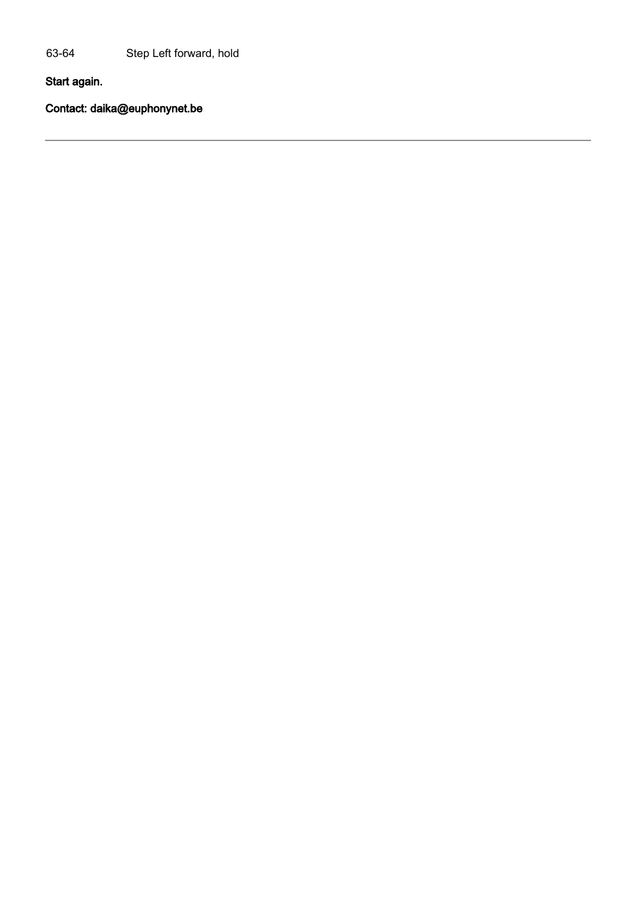| | |
|---|---|
| 63-64 | Step Left forward, hold |

**Start again.**

**Contact: daika@euphonynet.be**

---